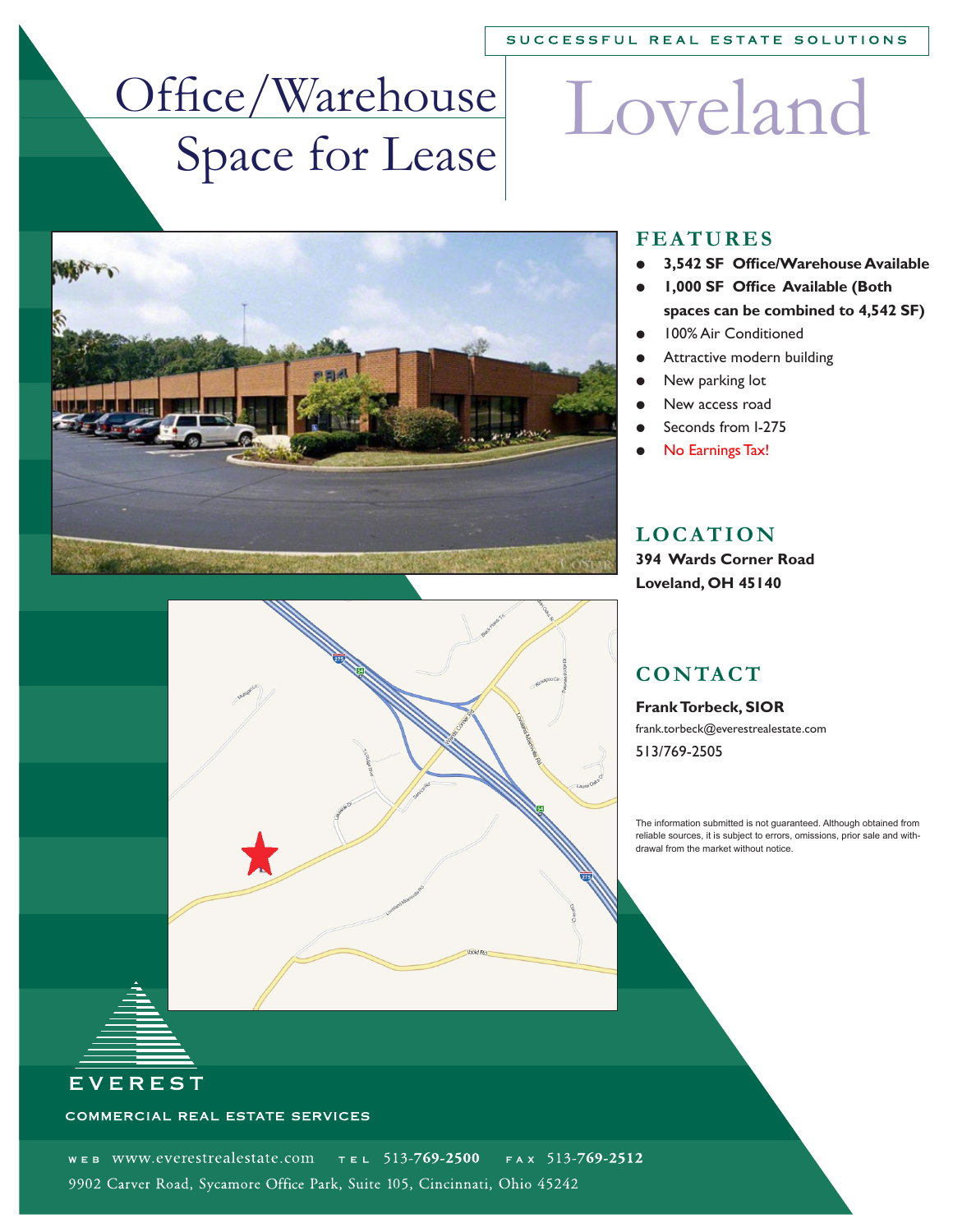SUCCESSFUL REAL ESTATE SOLUTIONS

# Office/Warehouse Space for Lease

# Loveland

## FEATURES

- **3,542 SF Office/Warehouse Available**
- **1,000 SF Office Available (Both spaces can be combined to 4,542 SF)**
- 100% Air Conditioned
- Attractive modern building
- New parking lot
- New access road
- Seconds from I-275
- No Earnings Tax!

## LOCATION

**394 Wards Corner Road**
**Loveland, OH 45140**

## CONTACT

**Frank Torbeck, SIOR**
frank.torbeck@everestrealestate.com
513/769-2505

The information submitted is not guaranteed. Although obtained from reliable sources, it is subject to errors, omissions, prior sale and withdrawal from the market without notice.

EVEREST
COMMERCIAL REAL ESTATE SERVICES

WEB www.everestrealestate.com TEL 513-769-2500 FAX 513-769-2512
9902 Carver Road, Sycamore Office Park, Suite 105, Cincinnati, Ohio 45242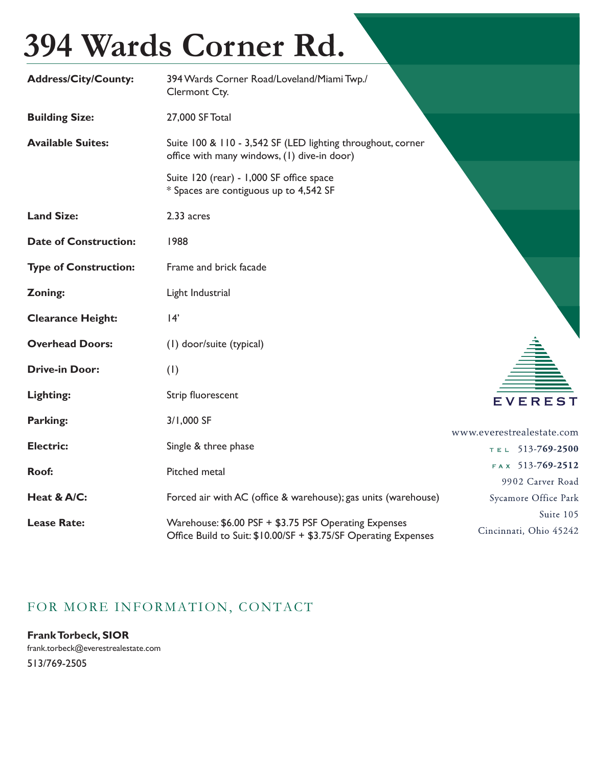# 394 Wards Corner Rd.

| | |
|---|---|
| **Address/City/County:** | 394 Wards Corner Road/Loveland/Miami Twp./ Clermont Cty. |
| **Building Size:** | 27,000 SF Total |
| **Available Suites:** | Suite 100 & 110 - 3,542 SF (LED lighting throughout, corner office with many windows, (1) dive-in door)<br><br>Suite 120 (rear) - 1,000 SF office space<br>* Spaces are contiguous up to 4,542 SF |
| **Land Size:** | 2.33 acres |
| **Date of Construction:** | 1988 |
| **Type of Construction:** | Frame and brick facade |
| **Zoning:** | Light Industrial |
| **Clearance Height:** | 14' |
| **Overhead Doors:** | (1) door/suite (typical) |
| **Drive-in Door:** | (1) |
| **Lighting:** | Strip fluorescent |
| **Parking:** | 3/1,000 SF |
| **Electric:** | Single & three phase |
| **Roof:** | Pitched metal |
| **Heat & A/C:** | Forced air with AC (office & warehouse); gas units (warehouse) |
| **Lease Rate:** | Warehouse: $6.00 PSF + $3.75 PSF Operating Expenses<br>Office Build to Suit: $10.00/SF + $3.75/SF Operating Expenses |

EVEREST

www.everestrealestate.com
TEL 513-769-2500
FAX 513-769-2512
9902 Carver Road
Sycamore Office Park
Suite 105
Cincinnati, Ohio 45242

## FOR MORE INFORMATION, CONTACT

**Frank Torbeck, SIOR**
frank.torbeck@everestrealestate.com
513/769-2505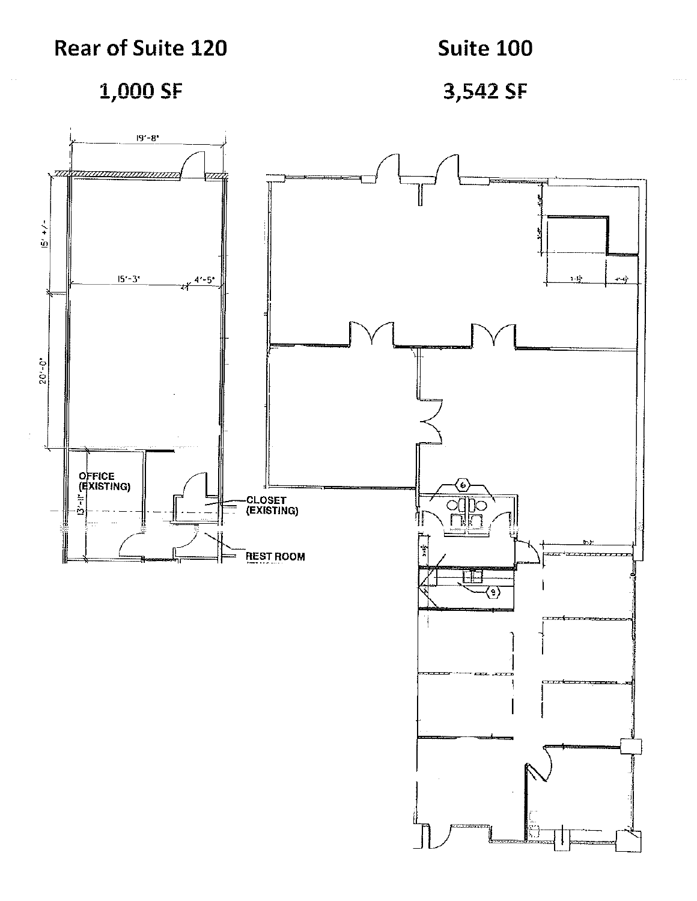## Rear of Suite 120

## 1,000 SF

## Suite 100

## 3,542 SF

19'-8"

15' +/-

15'-3"

4'-5"

20'-0"

OFFICE (EXISTING)

13'-11"

CLOSET (EXISTING)

REST ROOM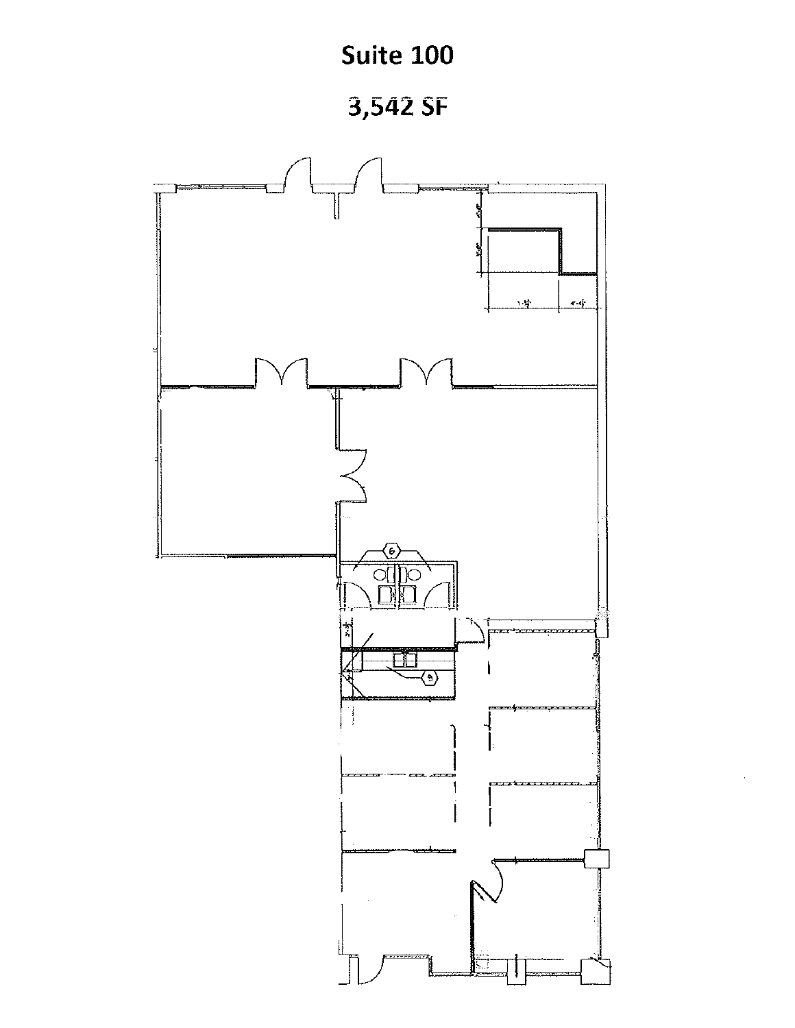# Suite 100

## 3,542 SF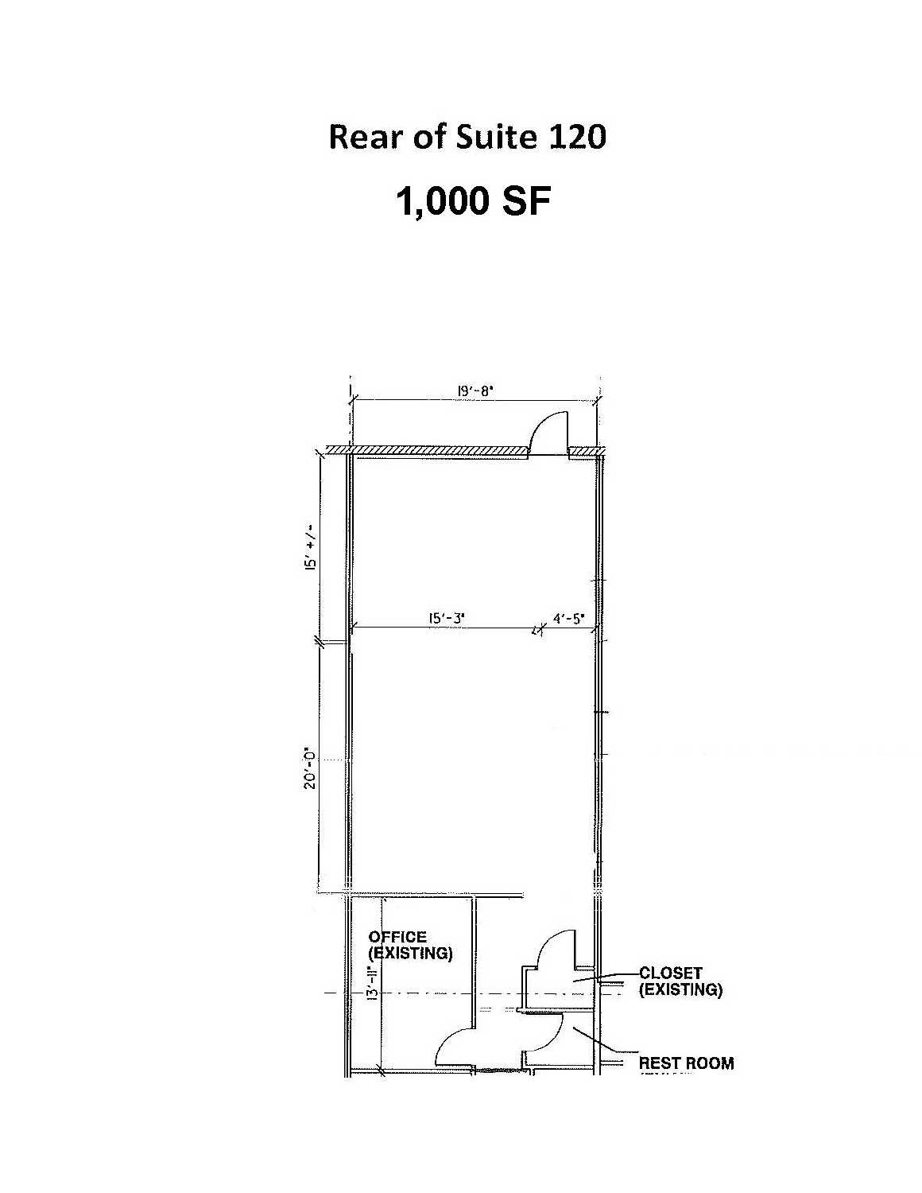# Rear of Suite 120

# 1,000 SF

19'-8"

15' +/-

15'-3"

4'-5"

20'-0"

OFFICE (EXISTING)

13'-11"

CLOSET (EXISTING)

REST ROOM